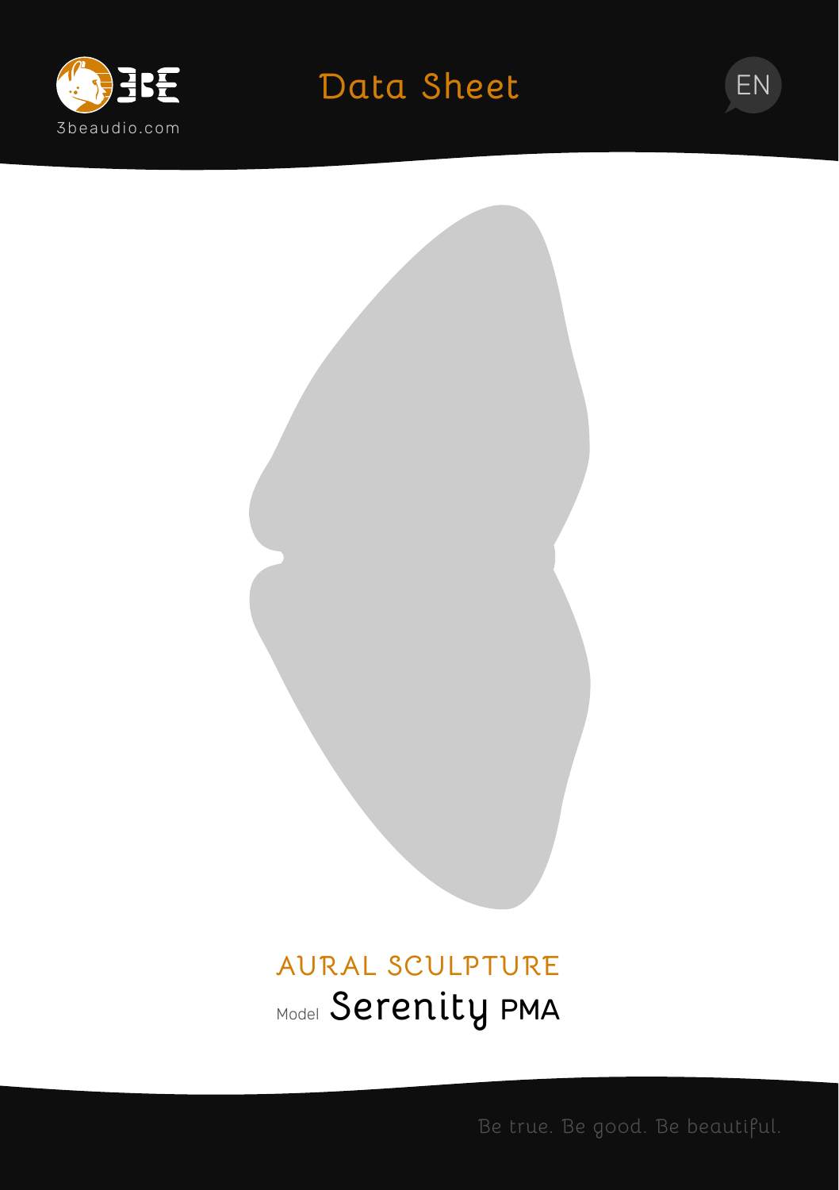3beaudio.com

# Data Sheet

EN

## AURAL SCULPTURE

Model **Serenity PMA**

Be true. Be good. Be beautiful.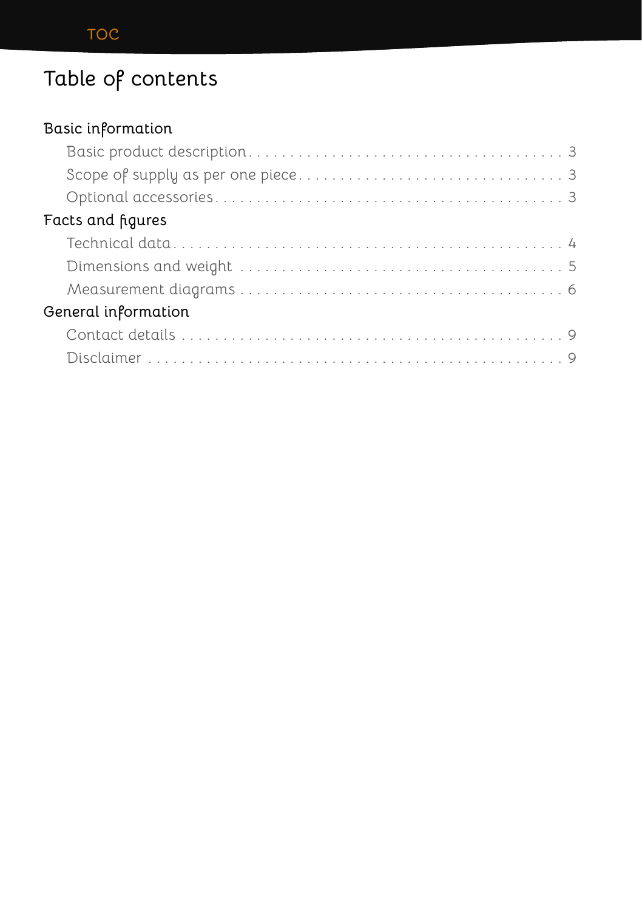# Table of contents

## Basic information

- Basic product description . . . . . . . . . . 3
- Scope of supply as per one piece . . . . . . . . . . 3
- Optional accessories . . . . . . . . . . 3

## Facts and figures

- Technical data . . . . . . . . . . 4
- Dimensions and weight . . . . . . . . . . 5
- Measurement diagrams . . . . . . . . . . 6

## General information

- Contact details . . . . . . . . . . 9
- Disclaimer . . . . . . . . . . 9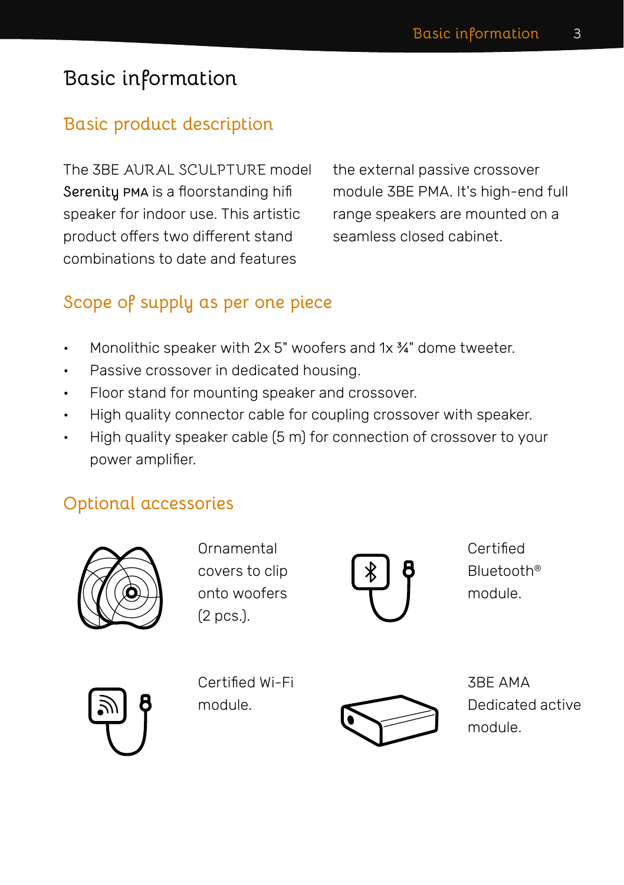# Basic information

## Basic product description

The 3BE AURAL SCULPTURE model Serenity PMA is a floorstanding hifi speaker for indoor use. This artistic product offers two different stand combinations to date and features the external passive crossover module 3BE PMA. It's high-end full range speakers are mounted on a seamless closed cabinet.

## Scope of supply as per one piece

- Monolithic speaker with 2x 5" woofers and 1x ¾" dome tweeter.
- Passive crossover in dedicated housing.
- Floor stand for mounting speaker and crossover.
- High quality connector cable for coupling crossover with speaker.
- High quality speaker cable (5 m) for connection of crossover to your power amplifier.

## Optional accessories

Ornamental covers to clip onto woofers (2 pcs.).

Certified Bluetooth® module.

Certified Wi-Fi module.

3BE AMA Dedicated active module.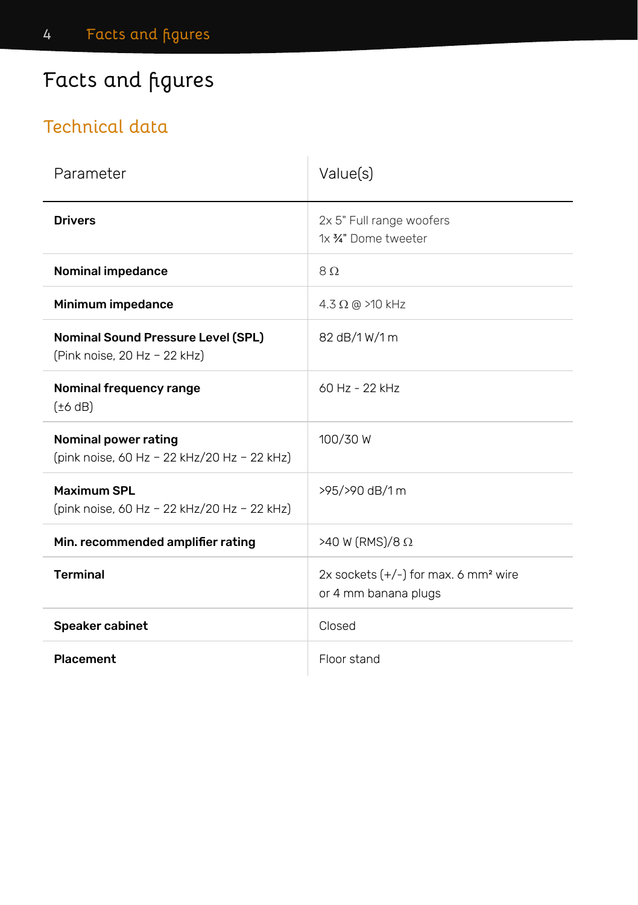# Facts and figures

## Technical data

| Parameter | Value(s) |
|---|---|
| **Drivers** | 2x 5" Full range woofers<br>1x ¾" Dome tweeter |
| **Nominal impedance** | 8 Ω |
| **Minimum impedance** | 4.3 Ω @ >10 kHz |
| **Nominal Sound Pressure Level (SPL)**<br>(Pink noise, 20 Hz – 22 kHz) | 82 dB/1 W/1 m |
| **Nominal frequency range**<br>(±6 dB) | 60 Hz - 22 kHz |
| **Nominal power rating**<br>(pink noise, 60 Hz – 22 kHz/20 Hz – 22 kHz) | 100/30 W |
| **Maximum SPL**<br>(pink noise, 60 Hz – 22 kHz/20 Hz – 22 kHz) | >95/>90 dB/1 m |
| **Min. recommended amplifier rating** | >40 W (RMS)/8 Ω |
| **Terminal** | 2x sockets (+/-) for max. 6 mm² wire<br>or 4 mm banana plugs |
| **Speaker cabinet** | Closed |
| **Placement** | Floor stand |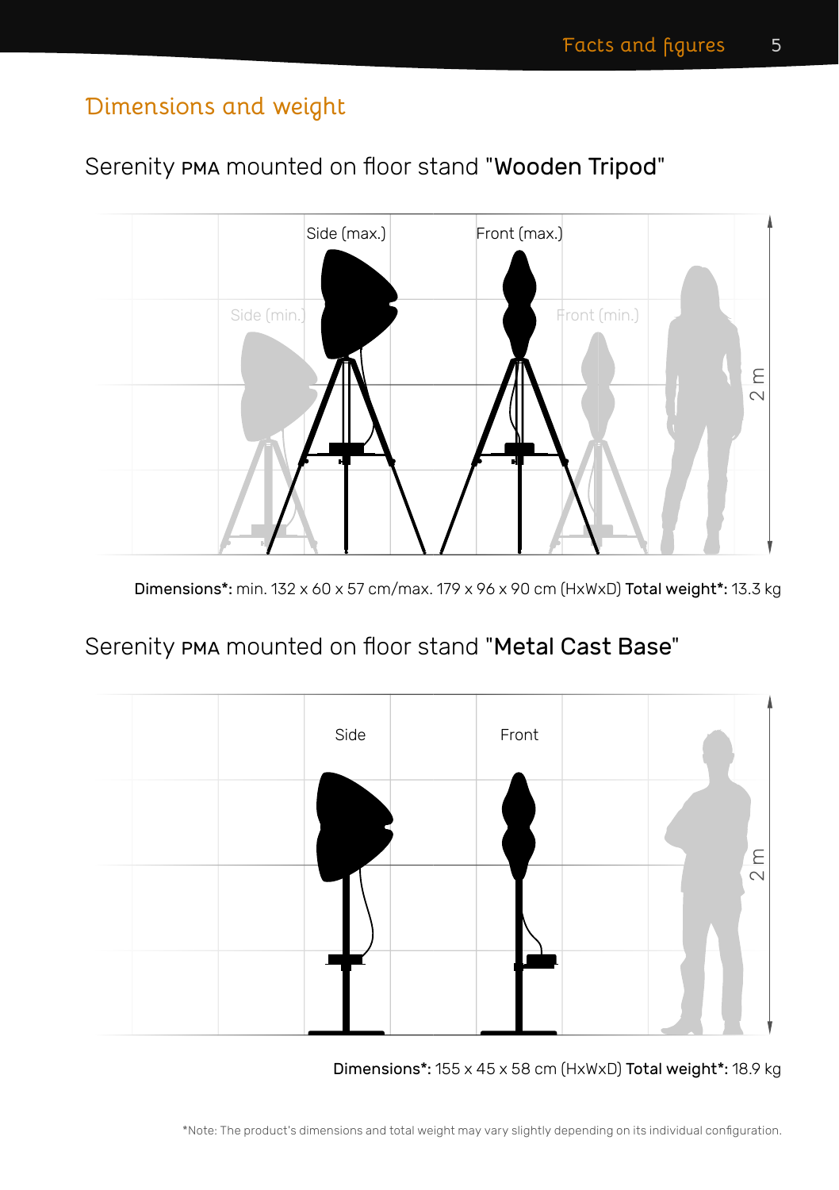## Dimensions and weight

### Serenity PMA mounted on floor stand "**Wooden Tripod**"

Side (max.)

Front (max.)

Side (min.)

Front (min.)

2 m

**Dimensions\*:** min. 132 x 60 x 57 cm/max. 179 x 96 x 90 cm (HxWxD) **Total weight\*:** 13.3 kg

### Serenity PMA mounted on floor stand "**Metal Cast Base**"

Side

Front

2 m

**Dimensions\*:** 155 x 45 x 58 cm (HxWxD) **Total weight\*:** 18.9 kg

\*Note: The product's dimensions and total weight may vary slightly depending on its individual configuration.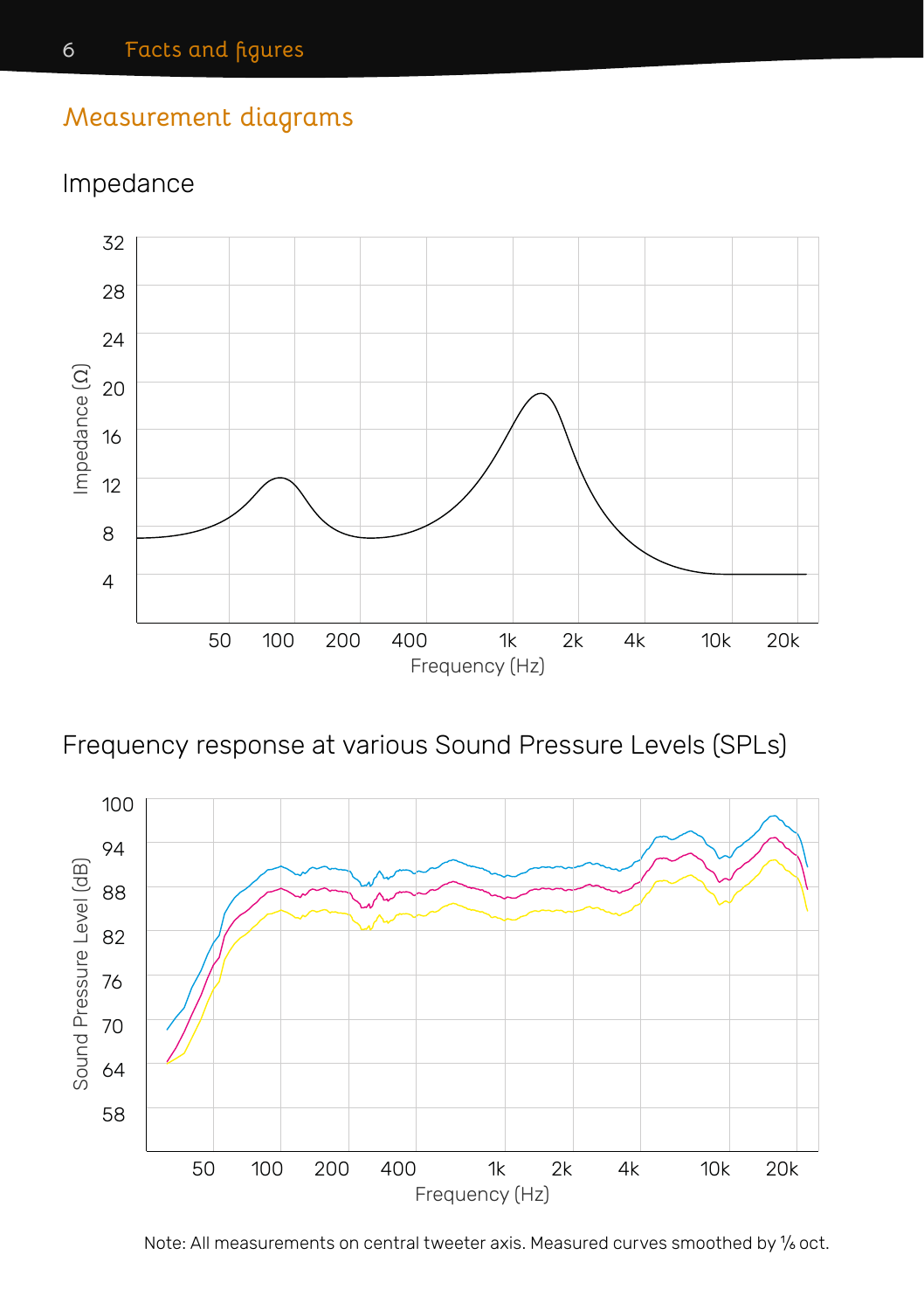## Measurement diagrams

### Impedance

### Frequency response at various Sound Pressure Levels (SPLs)

Note: All measurements on central tweeter axis. Measured curves smoothed by ⅙ oct.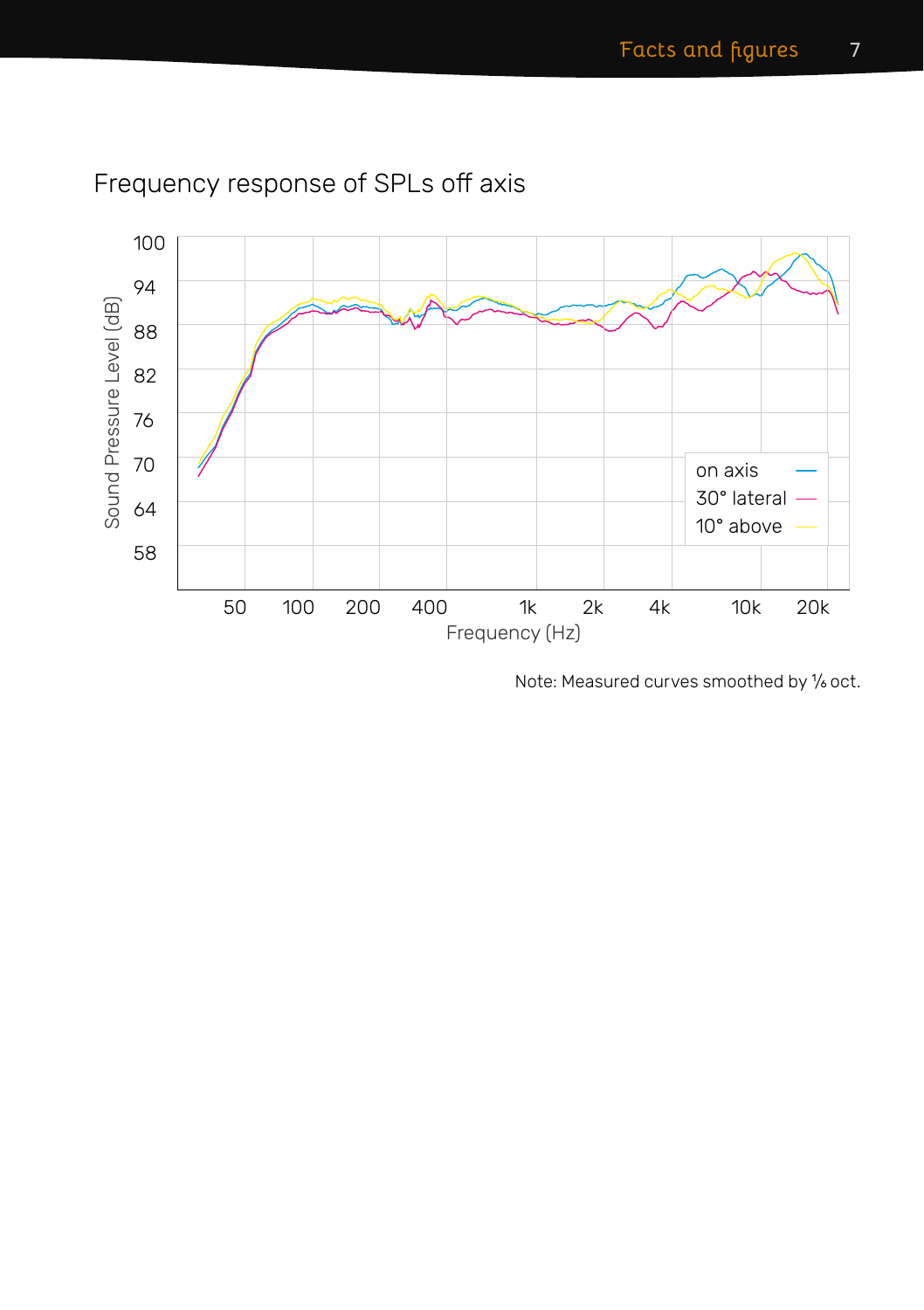## Frequency response of SPLs off axis

Note: Measured curves smoothed by ⅙ oct.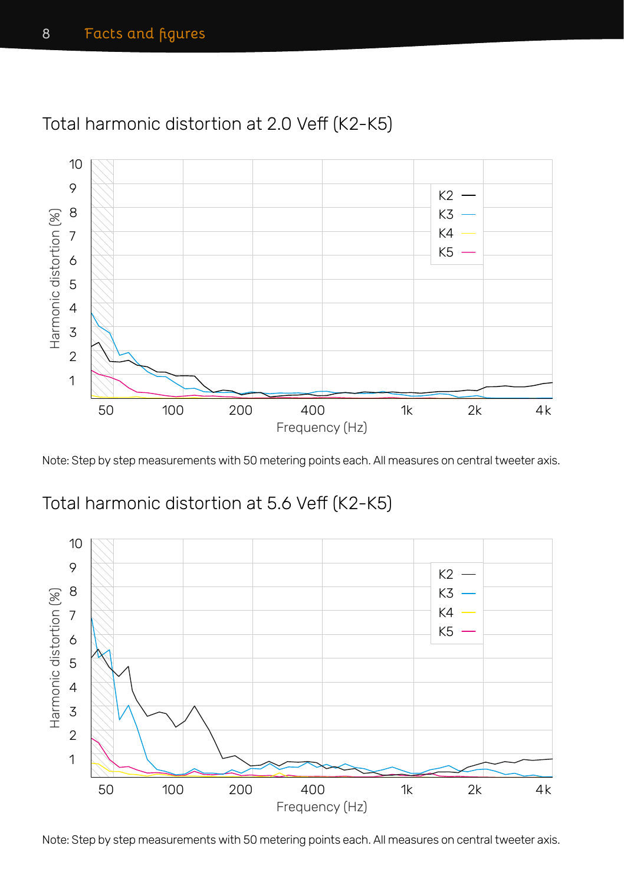## Total harmonic distortion at 2.0 Veff (K2-K5)

Note: Step by step measurements with 50 metering points each. All measures on central tweeter axis.

## Total harmonic distortion at 5.6 Veff (K2-K5)

Note: Step by step measurements with 50 metering points each. All measures on central tweeter axis.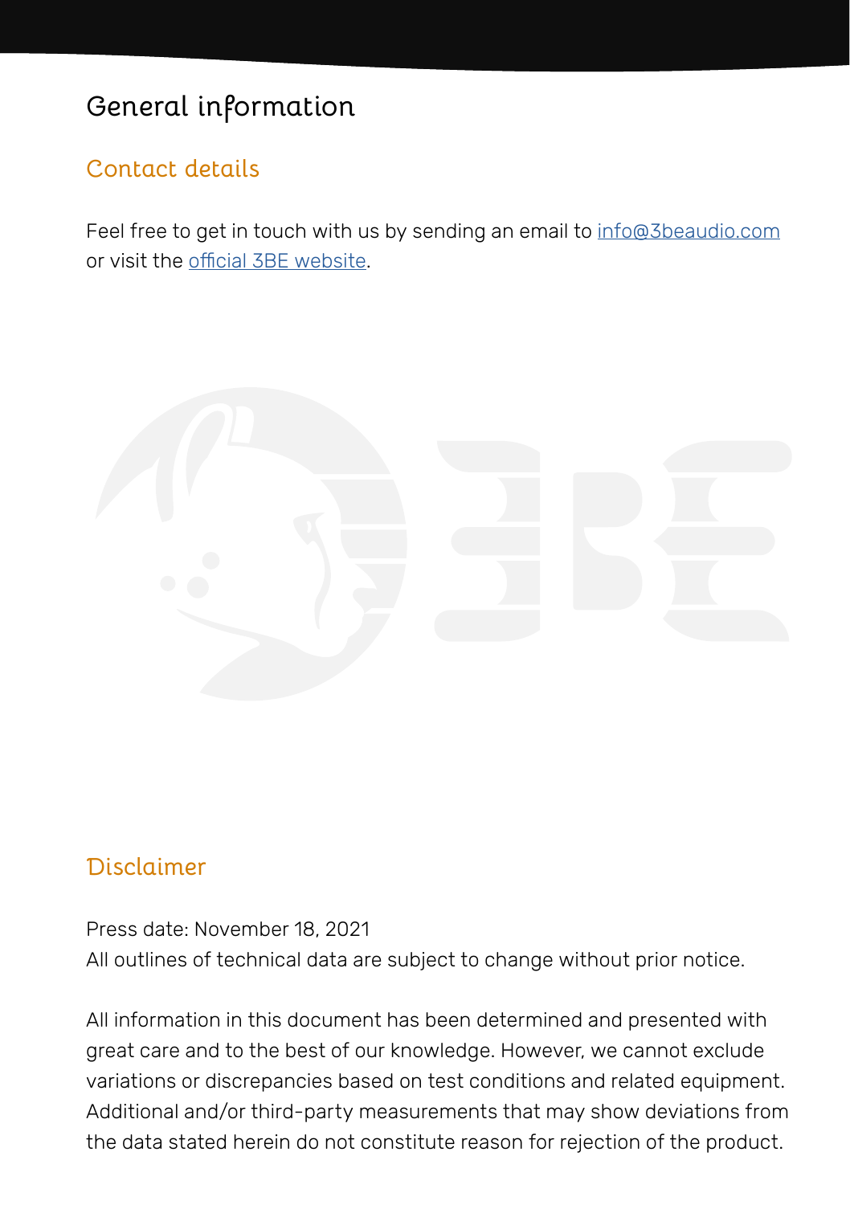# General information

## Contact details

Feel free to get in touch with us by sending an email to info@3beaudio.com or visit the official 3BE website.

## Disclaimer

Press date: November 18, 2021
All outlines of technical data are subject to change without prior notice.

All information in this document has been determined and presented with great care and to the best of our knowledge. However, we cannot exclude variations or discrepancies based on test conditions and related equipment. Additional and/or third-party measurements that may show deviations from the data stated herein do not constitute reason for rejection of the product.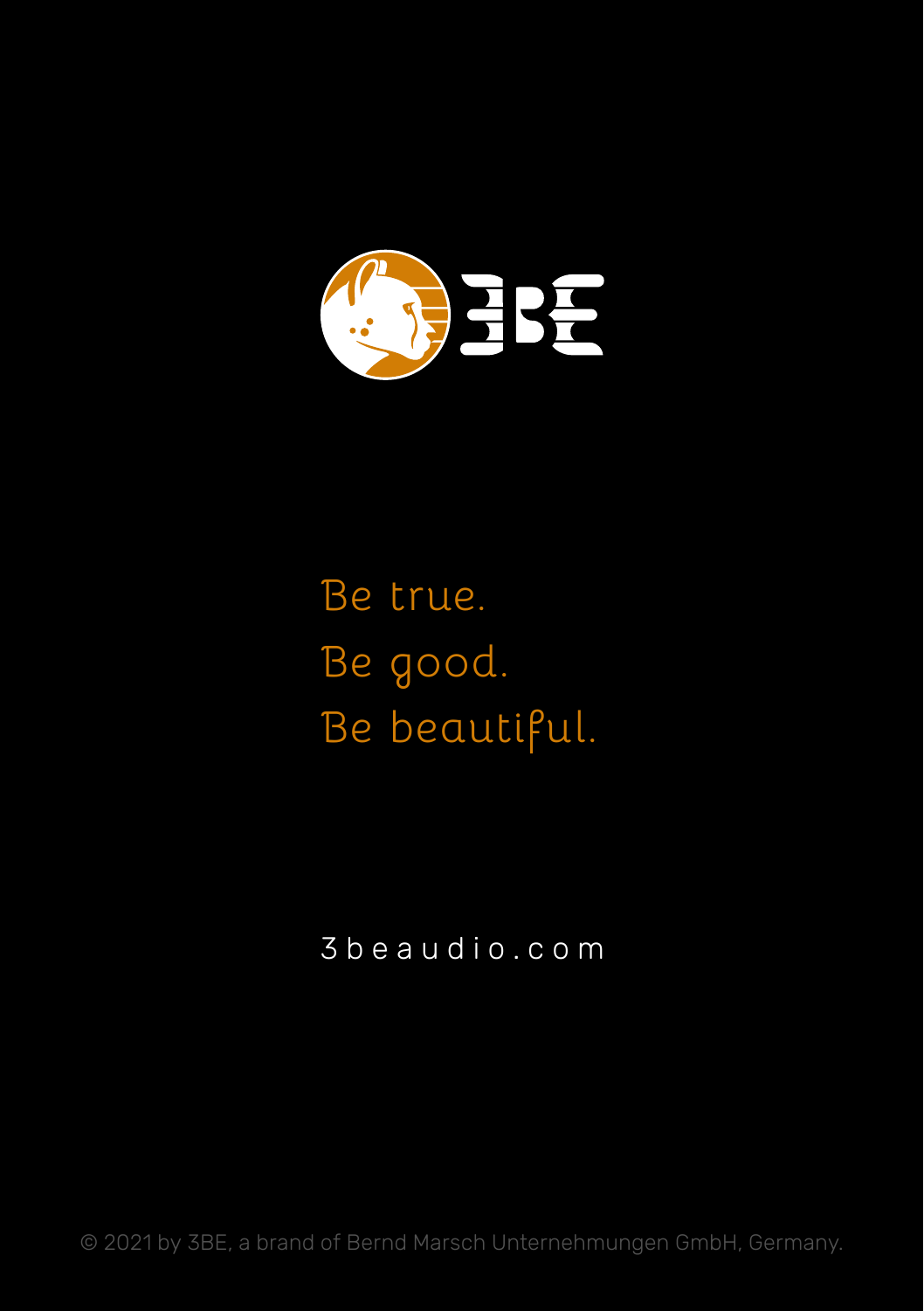Be true.
Be good.
Be beautiful.

3beaudio.com

© 2021 by 3BE, a brand of Bernd Marsch Unternehmungen GmbH, Germany.